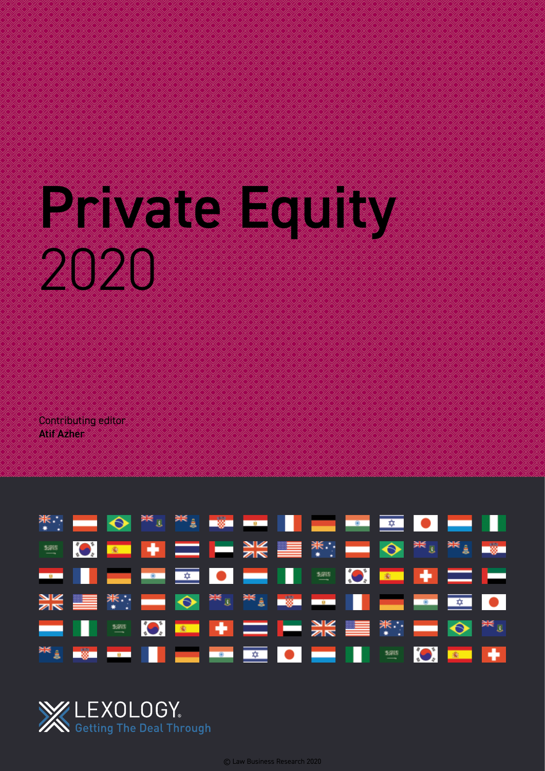# Private Equity 2020

Contributing editor
**Atif Azher**

LEXOLOGY
Getting The Deal Through

© Law Business Research 2020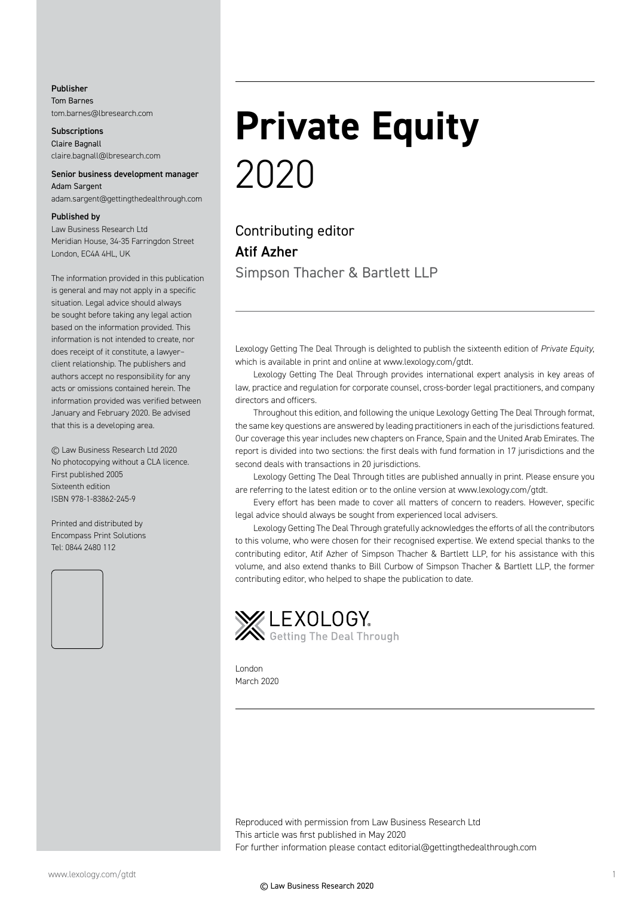**Publisher**
Tom Barnes
tom.barnes@lbresearch.com

**Subscriptions**
Claire Bagnall
claire.bagnall@lbresearch.com

**Senior business development manager**
Adam Sargent
adam.sargent@gettingthedealthrough.com

**Published by**
Law Business Research Ltd
Meridian House, 34-35 Farringdon Street
London, EC4A 4HL, UK

The information provided in this publication is general and may not apply in a specific situation. Legal advice should always be sought before taking any legal action based on the information provided. This information is not intended to create, nor does receipt of it constitute, a lawyer–client relationship. The publishers and authors accept no responsibility for any acts or omissions contained herein. The information provided was verified between January and February 2020. Be advised that this is a developing area.

© Law Business Research Ltd 2020
No photocopying without a CLA licence.
First published 2005
Sixteenth edition
ISBN 978-1-83862-245-9

Printed and distributed by
Encompass Print Solutions
Tel: 0844 2480 112

# Private Equity 2020

Contributing editor
**Atif Azher**
Simpson Thacher & Bartlett LLP

Lexology Getting The Deal Through is delighted to publish the sixteenth edition of *Private Equity*, which is available in print and online at www.lexology.com/gtdt.

Lexology Getting The Deal Through provides international expert analysis in key areas of law, practice and regulation for corporate counsel, cross-border legal practitioners, and company directors and officers.

Throughout this edition, and following the unique Lexology Getting The Deal Through format, the same key questions are answered by leading practitioners in each of the jurisdictions featured. Our coverage this year includes new chapters on France, Spain and the United Arab Emirates. The report is divided into two sections: the first deals with fund formation in 17 jurisdictions and the second deals with transactions in 20 jurisdictions.

Lexology Getting The Deal Through titles are published annually in print. Please ensure you are referring to the latest edition or to the online version at www.lexology.com/gtdt.

Every effort has been made to cover all matters of concern to readers. However, specific legal advice should always be sought from experienced local advisers.

Lexology Getting The Deal Through gratefully acknowledges the efforts of all the contributors to this volume, who were chosen for their recognised expertise. We extend special thanks to the contributing editor, Atif Azher of Simpson Thacher & Bartlett LLP, for his assistance with this volume, and also extend thanks to Bill Curbow of Simpson Thacher & Bartlett LLP, the former contributing editor, who helped to shape the publication to date.

LEXOLOGY
Getting The Deal Through

London
March 2020

Reproduced with permission from Law Business Research Ltd
This article was first published in May 2020
For further information please contact editorial@gettingthedealthrough.com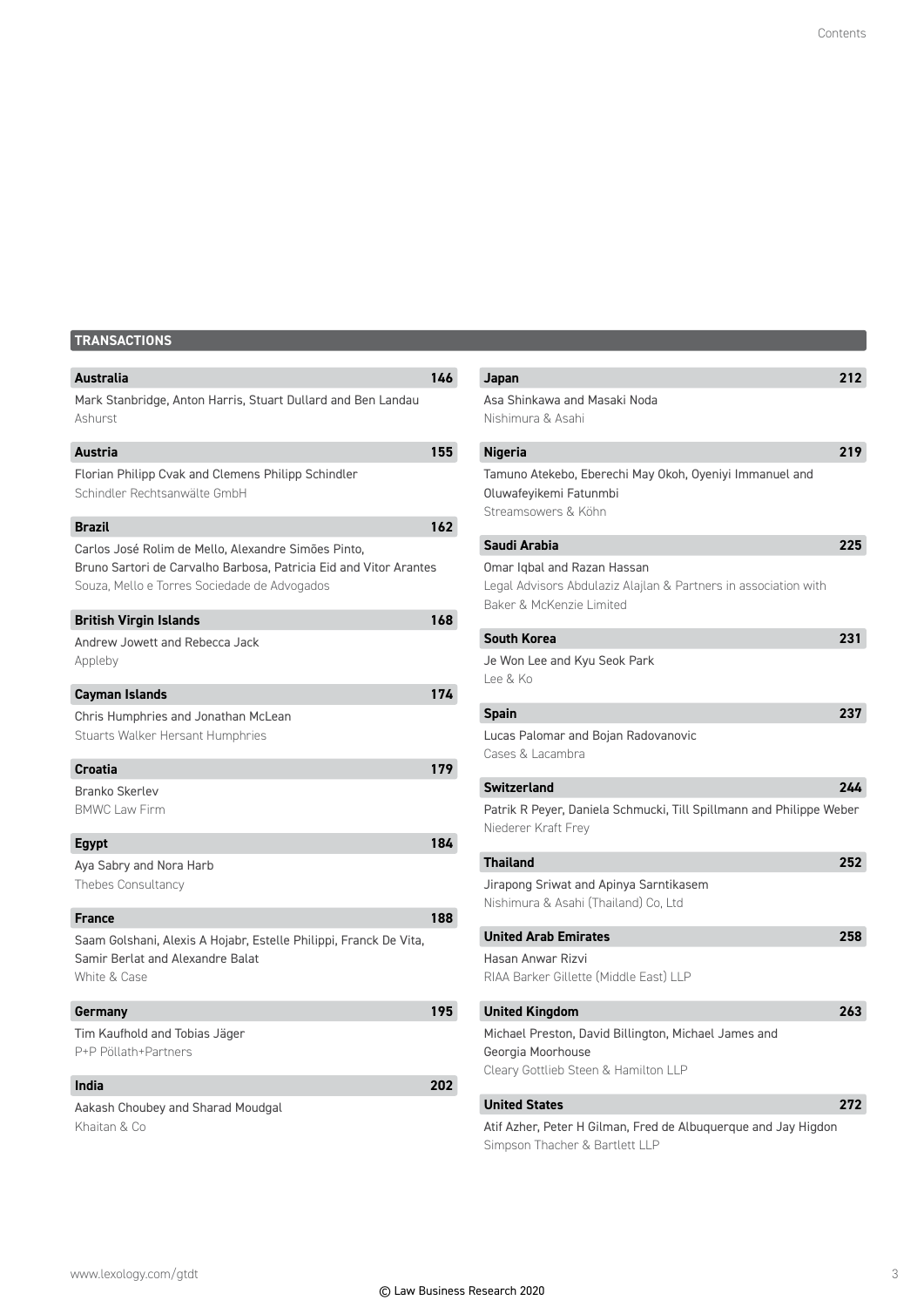## TRANSACTIONS

**Australia** 146

Mark Stanbridge, Anton Harris, Stuart Dullard and Ben Landau
Ashurst

**Austria** 155

Florian Philipp Cvak and Clemens Philipp Schindler
Schindler Rechtsanwälte GmbH

**Brazil** 162

Carlos José Rolim de Mello, Alexandre Simões Pinto, Bruno Sartori de Carvalho Barbosa, Patricia Eid and Vitor Arantes
Souza, Mello e Torres Sociedade de Advogados

**British Virgin Islands** 168

Andrew Jowett and Rebecca Jack
Appleby

**Cayman Islands** 174

Chris Humphries and Jonathan McLean
Stuarts Walker Hersant Humphries

**Croatia** 179

Branko Skerlev
BMWC Law Firm

**Egypt** 184

Aya Sabry and Nora Harb
Thebes Consultancy

**France** 188

Saam Golshani, Alexis A Hojabr, Estelle Philippi, Franck De Vita, Samir Berlat and Alexandre Balat
White & Case

**Germany** 195

Tim Kaufhold and Tobias Jäger
P+P Pöllath+Partners

**India** 202

Aakash Choubey and Sharad Moudgal
Khaitan & Co

**Japan** 212

Asa Shinkawa and Masaki Noda
Nishimura & Asahi

**Nigeria** 219

Tamuno Atekebo, Eberechi May Okoh, Oyeniyi Immanuel and Oluwafeyikemi Fatunmbi
Streamsowers & Köhn

**Saudi Arabia** 225

Omar Iqbal and Razan Hassan
Legal Advisors Abdulaziz Alajlan & Partners in association with Baker & McKenzie Limited

**South Korea** 231

Je Won Lee and Kyu Seok Park
Lee & Ko

**Spain** 237

Lucas Palomar and Bojan Radovanovic
Cases & Lacambra

**Switzerland** 244

Patrik R Peyer, Daniela Schmucki, Till Spillmann and Philippe Weber
Niederer Kraft Frey

**Thailand** 252

Jirapong Sriwat and Apinya Sarntikasem
Nishimura & Asahi (Thailand) Co, Ltd

**United Arab Emirates** 258

Hasan Anwar Rizvi
RIAA Barker Gillette (Middle East) LLP

**United Kingdom** 263

Michael Preston, David Billington, Michael James and Georgia Moorhouse
Cleary Gottlieb Steen & Hamilton LLP

**United States** 272

Atif Azher, Peter H Gilman, Fred de Albuquerque and Jay Higdon
Simpson Thacher & Bartlett LLP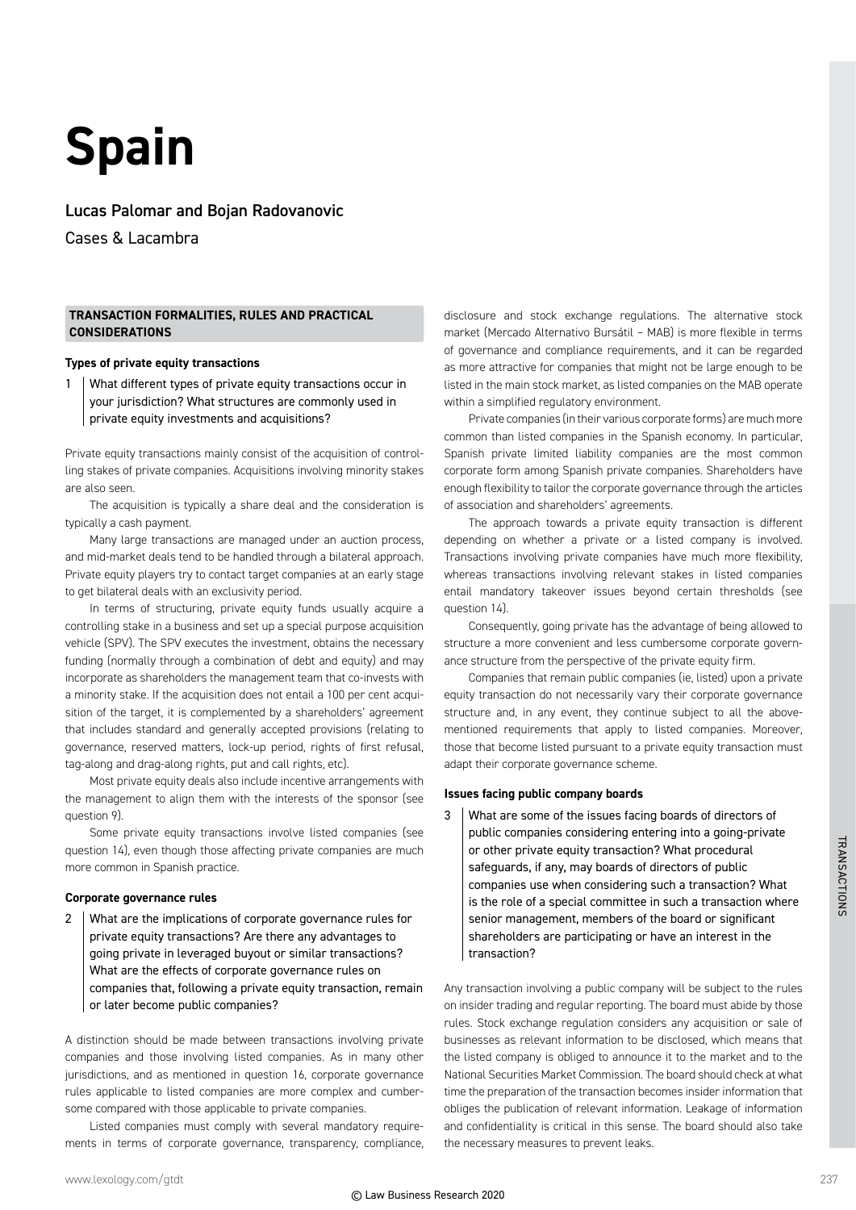# Spain

Lucas Palomar and Bojan Radovanovic

Cases & Lacambra

## TRANSACTION FORMALITIES, RULES AND PRACTICAL CONSIDERATIONS

### Types of private equity transactions

**1 What different types of private equity transactions occur in your jurisdiction? What structures are commonly used in private equity investments and acquisitions?**

Private equity transactions mainly consist of the acquisition of controlling stakes of private companies. Acquisitions involving minority stakes are also seen.

The acquisition is typically a share deal and the consideration is typically a cash payment.

Many large transactions are managed under an auction process, and mid-market deals tend to be handled through a bilateral approach. Private equity players try to contact target companies at an early stage to get bilateral deals with an exclusivity period.

In terms of structuring, private equity funds usually acquire a controlling stake in a business and set up a special purpose acquisition vehicle (SPV). The SPV executes the investment, obtains the necessary funding (normally through a combination of debt and equity) and may incorporate as shareholders the management team that co-invests with a minority stake. If the acquisition does not entail a 100 per cent acquisition of the target, it is complemented by a shareholders' agreement that includes standard and generally accepted provisions (relating to governance, reserved matters, lock-up period, rights of first refusal, tag-along and drag-along rights, put and call rights, etc).

Most private equity deals also include incentive arrangements with the management to align them with the interests of the sponsor (see question 9).

Some private equity transactions involve listed companies (see question 14), even though those affecting private companies are much more common in Spanish practice.

### Corporate governance rules

**2 What are the implications of corporate governance rules for private equity transactions? Are there any advantages to going private in leveraged buyout or similar transactions? What are the effects of corporate governance rules on companies that, following a private equity transaction, remain or later become public companies?**

A distinction should be made between transactions involving private companies and those involving listed companies. As in many other jurisdictions, and as mentioned in question 16, corporate governance rules applicable to listed companies are more complex and cumbersome compared with those applicable to private companies.

Listed companies must comply with several mandatory requirements in terms of corporate governance, transparency, compliance, disclosure and stock exchange regulations. The alternative stock market (Mercado Alternativo Bursátil – MAB) is more flexible in terms of governance and compliance requirements, and it can be regarded as more attractive for companies that might not be large enough to be listed in the main stock market, as listed companies on the MAB operate within a simplified regulatory environment.

Private companies (in their various corporate forms) are much more common than listed companies in the Spanish economy. In particular, Spanish private limited liability companies are the most common corporate form among Spanish private companies. Shareholders have enough flexibility to tailor the corporate governance through the articles of association and shareholders' agreements.

The approach towards a private equity transaction is different depending on whether a private or a listed company is involved. Transactions involving private companies have much more flexibility, whereas transactions involving relevant stakes in listed companies entail mandatory takeover issues beyond certain thresholds (see question 14).

Consequently, going private has the advantage of being allowed to structure a more convenient and less cumbersome corporate governance structure from the perspective of the private equity firm.

Companies that remain public companies (ie, listed) upon a private equity transaction do not necessarily vary their corporate governance structure and, in any event, they continue subject to all the above-mentioned requirements that apply to listed companies. Moreover, those that become listed pursuant to a private equity transaction must adapt their corporate governance scheme.

### Issues facing public company boards

**3 What are some of the issues facing boards of directors of public companies considering entering into a going-private or other private equity transaction? What procedural safeguards, if any, may boards of directors of public companies use when considering such a transaction? What is the role of a special committee in such a transaction where senior management, members of the board or significant shareholders are participating or have an interest in the transaction?**

Any transaction involving a public company will be subject to the rules on insider trading and regular reporting. The board must abide by those rules. Stock exchange regulation considers any acquisition or sale of businesses as relevant information to be disclosed, which means that the listed company is obliged to announce it to the market and to the National Securities Market Commission. The board should check at what time the preparation of the transaction becomes insider information that obliges the publication of relevant information. Leakage of information and confidentiality is critical in this sense. The board should also take the necessary measures to prevent leaks.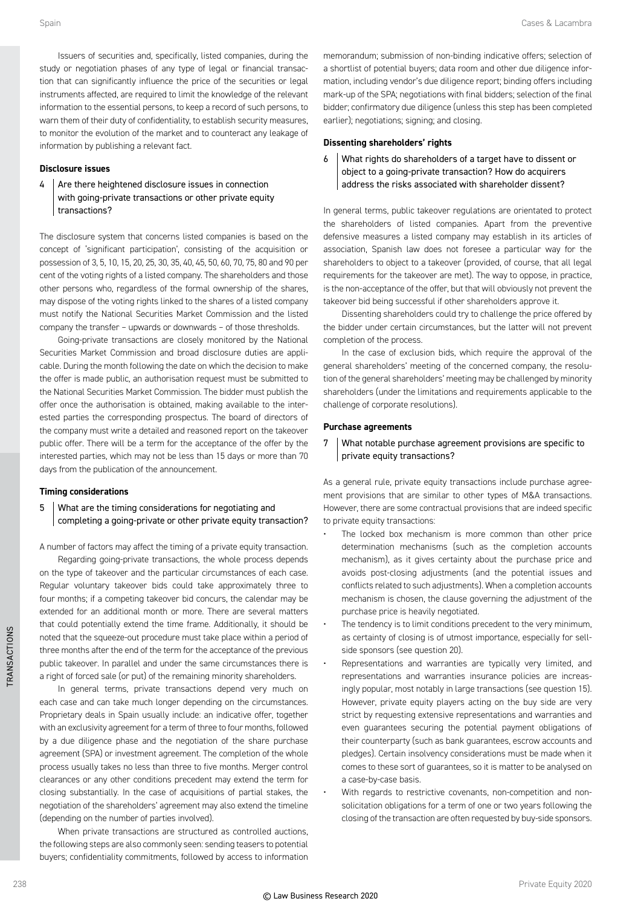Issuers of securities and, specifically, listed companies, during the study or negotiation phases of any type of legal or financial transaction that can significantly influence the price of the securities or legal instruments affected, are required to limit the knowledge of the relevant information to the essential persons, to keep a record of such persons, to warn them of their duty of confidentiality, to establish security measures, to monitor the evolution of the market and to counteract any leakage of information by publishing a relevant fact.

**Disclosure issues**

### 4 Are there heightened disclosure issues in connection with going-private transactions or other private equity transactions?

The disclosure system that concerns listed companies is based on the concept of 'significant participation', consisting of the acquisition or possession of 3, 5, 10, 15, 20, 25, 30, 35, 40, 45, 50, 60, 70, 75, 80 and 90 per cent of the voting rights of a listed company. The shareholders and those other persons who, regardless of the formal ownership of the shares, may dispose of the voting rights linked to the shares of a listed company must notify the National Securities Market Commission and the listed company the transfer – upwards or downwards – of those thresholds.

Going-private transactions are closely monitored by the National Securities Market Commission and broad disclosure duties are applicable. During the month following the date on which the decision to make the offer is made public, an authorisation request must be submitted to the National Securities Market Commission. The bidder must publish the offer once the authorisation is obtained, making available to the interested parties the corresponding prospectus. The board of directors of the company must write a detailed and reasoned report on the takeover public offer. There will be a term for the acceptance of the offer by the interested parties, which may not be less than 15 days or more than 70 days from the publication of the announcement.

**Timing considerations**

### 5 What are the timing considerations for negotiating and completing a going-private or other private equity transaction?

A number of factors may affect the timing of a private equity transaction.

Regarding going-private transactions, the whole process depends on the type of takeover and the particular circumstances of each case. Regular voluntary takeover bids could take approximately three to four months; if a competing takeover bid concurs, the calendar may be extended for an additional month or more. There are several matters that could potentially extend the time frame. Additionally, it should be noted that the squeeze-out procedure must take place within a period of three months after the end of the term for the acceptance of the previous public takeover. In parallel and under the same circumstances there is a right of forced sale (or put) of the remaining minority shareholders.

In general terms, private transactions depend very much on each case and can take much longer depending on the circumstances. Proprietary deals in Spain usually include: an indicative offer, together with an exclusivity agreement for a term of three to four months, followed by a due diligence phase and the negotiation of the share purchase agreement (SPA) or investment agreement. The completion of the whole process usually takes no less than three to five months. Merger control clearances or any other conditions precedent may extend the term for closing substantially. In the case of acquisitions of partial stakes, the negotiation of the shareholders' agreement may also extend the timeline (depending on the number of parties involved).

When private transactions are structured as controlled auctions, the following steps are also commonly seen: sending teasers to potential buyers; confidentiality commitments, followed by access to information memorandum; submission of non-binding indicative offers; selection of a shortlist of potential buyers; data room and other due diligence information, including vendor's due diligence report; binding offers including mark-up of the SPA; negotiations with final bidders; selection of the final bidder; confirmatory due diligence (unless this step has been completed earlier); negotiations; signing; and closing.

**Dissenting shareholders' rights**

### 6 What rights do shareholders of a target have to dissent or object to a going-private transaction? How do acquirers address the risks associated with shareholder dissent?

In general terms, public takeover regulations are orientated to protect the shareholders of listed companies. Apart from the preventive defensive measures a listed company may establish in its articles of association, Spanish law does not foresee a particular way for the shareholders to object to a takeover (provided, of course, that all legal requirements for the takeover are met). The way to oppose, in practice, is the non-acceptance of the offer, but that will obviously not prevent the takeover bid being successful if other shareholders approve it.

Dissenting shareholders could try to challenge the price offered by the bidder under certain circumstances, but the latter will not prevent completion of the process.

In the case of exclusion bids, which require the approval of the general shareholders' meeting of the concerned company, the resolution of the general shareholders' meeting may be challenged by minority shareholders (under the limitations and requirements applicable to the challenge of corporate resolutions).

**Purchase agreements**

### 7 What notable purchase agreement provisions are specific to private equity transactions?

As a general rule, private equity transactions include purchase agreement provisions that are similar to other types of M&A transactions. However, there are some contractual provisions that are indeed specific to private equity transactions:

- The locked box mechanism is more common than other price determination mechanisms (such as the completion accounts mechanism), as it gives certainty about the purchase price and avoids post-closing adjustments (and the potential issues and conflicts related to such adjustments). When a completion accounts mechanism is chosen, the clause governing the adjustment of the purchase price is heavily negotiated.
- The tendency is to limit conditions precedent to the very minimum, as certainty of closing is of utmost importance, especially for sell-side sponsors (see question 20).
- Representations and warranties are typically very limited, and representations and warranties insurance policies are increasingly popular, most notably in large transactions (see question 15). However, private equity players acting on the buy side are very strict by requesting extensive representations and warranties and even guarantees securing the potential payment obligations of their counterparty (such as bank guarantees, escrow accounts and pledges). Certain insolvency considerations must be made when it comes to these sort of guarantees, so it is matter to be analysed on a case-by-case basis.
- With regards to restrictive covenants, non-competition and non-solicitation obligations for a term of one or two years following the closing of the transaction are often requested by buy-side sponsors.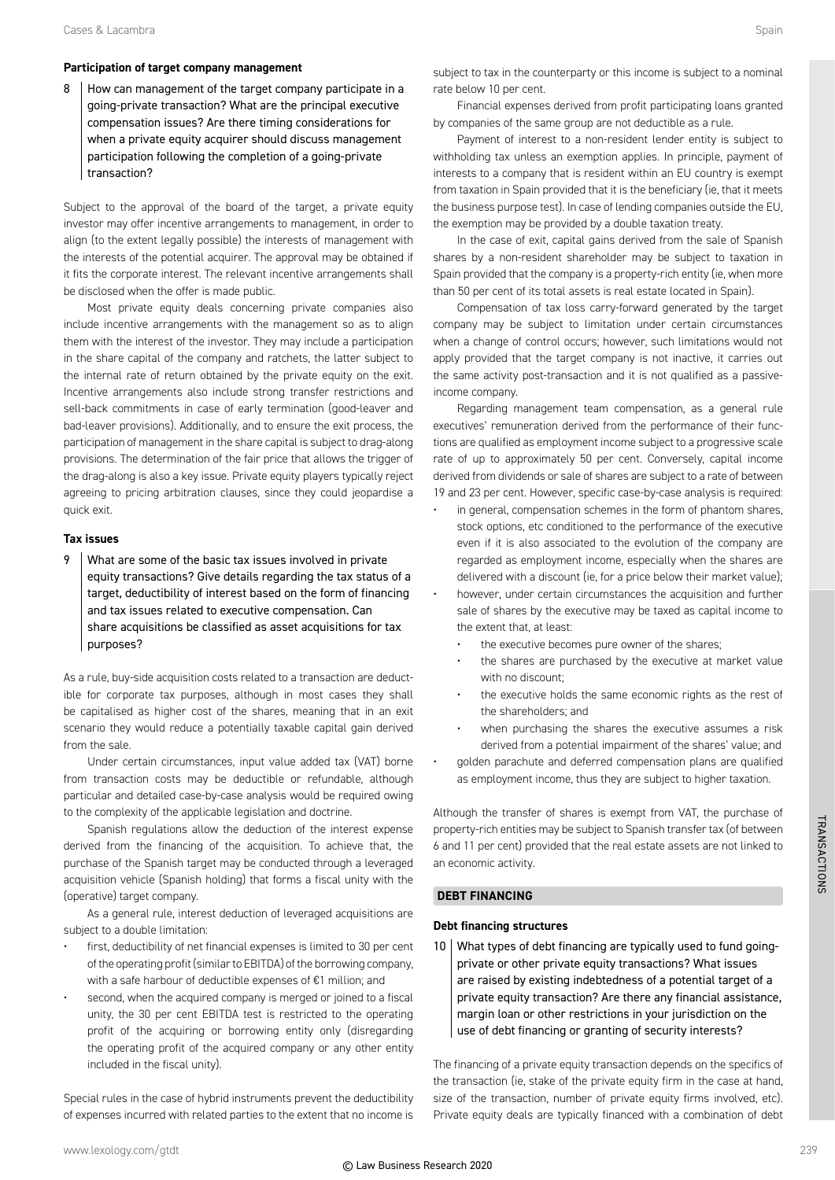### Participation of target company management

**8 How can management of the target company participate in a going-private transaction? What are the principal executive compensation issues? Are there timing considerations for when a private equity acquirer should discuss management participation following the completion of a going-private transaction?**

Subject to the approval of the board of the target, a private equity investor may offer incentive arrangements to management, in order to align (to the extent legally possible) the interests of management with the interests of the potential acquirer. The approval may be obtained if it fits the corporate interest. The relevant incentive arrangements shall be disclosed when the offer is made public.

Most private equity deals concerning private companies also include incentive arrangements with the management so as to align them with the interest of the investor. They may include a participation in the share capital of the company and ratchets, the latter subject to the internal rate of return obtained by the private equity on the exit. Incentive arrangements also include strong transfer restrictions and sell-back commitments in case of early termination (good-leaver and bad-leaver provisions). Additionally, and to ensure the exit process, the participation of management in the share capital is subject to drag-along provisions. The determination of the fair price that allows the trigger of the drag-along is also a key issue. Private equity players typically reject agreeing to pricing arbitration clauses, since they could jeopardise a quick exit.

### Tax issues

**9 What are some of the basic tax issues involved in private equity transactions? Give details regarding the tax status of a target, deductibility of interest based on the form of financing and tax issues related to executive compensation. Can share acquisitions be classified as asset acquisitions for tax purposes?**

As a rule, buy-side acquisition costs related to a transaction are deductible for corporate tax purposes, although in most cases they shall be capitalised as higher cost of the shares, meaning that in an exit scenario they would reduce a potentially taxable capital gain derived from the sale.

Under certain circumstances, input value added tax (VAT) borne from transaction costs may be deductible or refundable, although particular and detailed case-by-case analysis would be required owing to the complexity of the applicable legislation and doctrine.

Spanish regulations allow the deduction of the interest expense derived from the financing of the acquisition. To achieve that, the purchase of the Spanish target may be conducted through a leveraged acquisition vehicle (Spanish holding) that forms a fiscal unity with the (operative) target company.

As a general rule, interest deduction of leveraged acquisitions are subject to a double limitation:

- first, deductibility of net financial expenses is limited to 30 per cent of the operating profit (similar to EBITDA) of the borrowing company, with a safe harbour of deductible expenses of €1 million; and
- second, when the acquired company is merged or joined to a fiscal unity, the 30 per cent EBITDA test is restricted to the operating profit of the acquiring or borrowing entity only (disregarding the operating profit of the acquired company or any other entity included in the fiscal unity).

Special rules in the case of hybrid instruments prevent the deductibility of expenses incurred with related parties to the extent that no income is subject to tax in the counterparty or this income is subject to a nominal rate below 10 per cent.

Financial expenses derived from profit participating loans granted by companies of the same group are not deductible as a rule.

Payment of interest to a non-resident lender entity is subject to withholding tax unless an exemption applies. In principle, payment of interests to a company that is resident within an EU country is exempt from taxation in Spain provided that it is the beneficiary (ie, that it meets the business purpose test). In case of lending companies outside the EU, the exemption may be provided by a double taxation treaty.

In the case of exit, capital gains derived from the sale of Spanish shares by a non-resident shareholder may be subject to taxation in Spain provided that the company is a property-rich entity (ie, when more than 50 per cent of its total assets is real estate located in Spain).

Compensation of tax loss carry-forward generated by the target company may be subject to limitation under certain circumstances when a change of control occurs; however, such limitations would not apply provided that the target company is not inactive, it carries out the same activity post-transaction and it is not qualified as a passive-income company.

Regarding management team compensation, as a general rule executives' remuneration derived from the performance of their functions are qualified as employment income subject to a progressive scale rate of up to approximately 50 per cent. Conversely, capital income derived from dividends or sale of shares are subject to a rate of between 19 and 23 per cent. However, specific case-by-case analysis is required:

- in general, compensation schemes in the form of phantom shares, stock options, etc conditioned to the performance of the executive even if it is also associated to the evolution of the company are regarded as employment income, especially when the shares are delivered with a discount (ie, for a price below their market value);
- however, under certain circumstances the acquisition and further sale of shares by the executive may be taxed as capital income to the extent that, at least:
  - the executive becomes pure owner of the shares;
  - the shares are purchased by the executive at market value with no discount;
  - the executive holds the same economic rights as the rest of the shareholders; and
  - when purchasing the shares the executive assumes a risk derived from a potential impairment of the shares' value; and
- golden parachute and deferred compensation plans are qualified as employment income, thus they are subject to higher taxation.

Although the transfer of shares is exempt from VAT, the purchase of property-rich entities may be subject to Spanish transfer tax (of between 6 and 11 per cent) provided that the real estate assets are not linked to an economic activity.

## DEBT FINANCING

### Debt financing structures

**10 What types of debt financing are typically used to fund going-private or other private equity transactions? What issues are raised by existing indebtedness of a potential target of a private equity transaction? Are there any financial assistance, margin loan or other restrictions in your jurisdiction on the use of debt financing or granting of security interests?**

The financing of a private equity transaction depends on the specifics of the transaction (ie, stake of the private equity firm in the case at hand, size of the transaction, number of private equity firms involved, etc). Private equity deals are typically financed with a combination of debt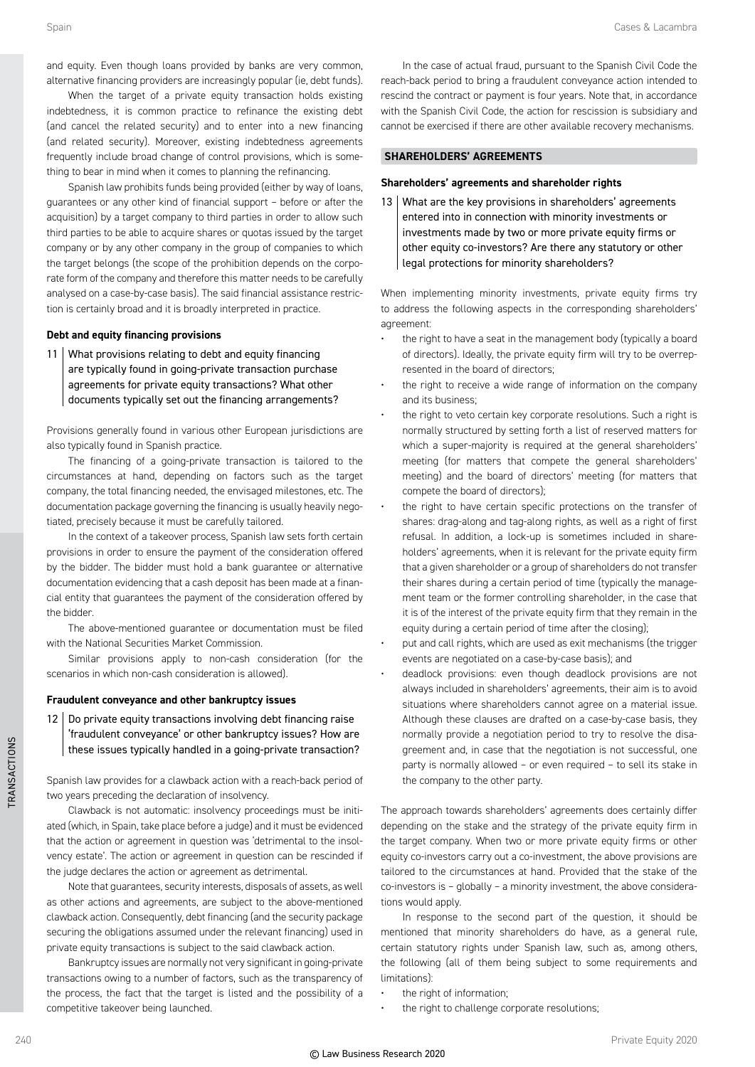and equity. Even though loans provided by banks are very common, alternative financing providers are increasingly popular (ie, debt funds).

When the target of a private equity transaction holds existing indebtedness, it is common practice to refinance the existing debt (and cancel the related security) and to enter into a new financing (and related security). Moreover, existing indebtedness agreements frequently include broad change of control provisions, which is something to bear in mind when it comes to planning the refinancing.

Spanish law prohibits funds being provided (either by way of loans, guarantees or any other kind of financial support – before or after the acquisition) by a target company to third parties in order to allow such third parties to be able to acquire shares or quotas issued by the target company or by any other company in the group of companies to which the target belongs (the scope of the prohibition depends on the corporate form of the company and therefore this matter needs to be carefully analysed on a case-by-case basis). The said financial assistance restriction is certainly broad and it is broadly interpreted in practice.

#### Debt and equity financing provisions

**11 What provisions relating to debt and equity financing are typically found in going-private transaction purchase agreements for private equity transactions? What other documents typically set out the financing arrangements?**

Provisions generally found in various other European jurisdictions are also typically found in Spanish practice.

The financing of a going-private transaction is tailored to the circumstances at hand, depending on factors such as the target company, the total financing needed, the envisaged milestones, etc. The documentation package governing the financing is usually heavily negotiated, precisely because it must be carefully tailored.

In the context of a takeover process, Spanish law sets forth certain provisions in order to ensure the payment of the consideration offered by the bidder. The bidder must hold a bank guarantee or alternative documentation evidencing that a cash deposit has been made at a financial entity that guarantees the payment of the consideration offered by the bidder.

The above-mentioned guarantee or documentation must be filed with the National Securities Market Commission.

Similar provisions apply to non-cash consideration (for the scenarios in which non-cash consideration is allowed).

#### Fraudulent conveyance and other bankruptcy issues

**12 Do private equity transactions involving debt financing raise 'fraudulent conveyance' or other bankruptcy issues? How are these issues typically handled in a going-private transaction?**

Spanish law provides for a clawback action with a reach-back period of two years preceding the declaration of insolvency.

Clawback is not automatic: insolvency proceedings must be initiated (which, in Spain, take place before a judge) and it must be evidenced that the action or agreement in question was 'detrimental to the insolvency estate'. The action or agreement in question can be rescinded if the judge declares the action or agreement as detrimental.

Note that guarantees, security interests, disposals of assets, as well as other actions and agreements, are subject to the above-mentioned clawback action. Consequently, debt financing (and the security package securing the obligations assumed under the relevant financing) used in private equity transactions is subject to the said clawback action.

Bankruptcy issues are normally not very significant in going-private transactions owing to a number of factors, such as the transparency of the process, the fact that the target is listed and the possibility of a competitive takeover being launched.

In the case of actual fraud, pursuant to the Spanish Civil Code the reach-back period to bring a fraudulent conveyance action intended to rescind the contract or payment is four years. Note that, in accordance with the Spanish Civil Code, the action for rescission is subsidiary and cannot be exercised if there are other available recovery mechanisms.

### SHAREHOLDERS' AGREEMENTS

#### Shareholders' agreements and shareholder rights

**13 What are the key provisions in shareholders' agreements entered into in connection with minority investments or investments made by two or more private equity firms or other equity co-investors? Are there any statutory or other legal protections for minority shareholders?**

When implementing minority investments, private equity firms try to address the following aspects in the corresponding shareholders' agreement:

- the right to have a seat in the management body (typically a board of directors). Ideally, the private equity firm will try to be overrepresented in the board of directors;
- the right to receive a wide range of information on the company and its business;
- the right to veto certain key corporate resolutions. Such a right is normally structured by setting forth a list of reserved matters for which a super-majority is required at the general shareholders' meeting (for matters that compete the general shareholders' meeting) and the board of directors' meeting (for matters that compete the board of directors);
- the right to have certain specific protections on the transfer of shares: drag-along and tag-along rights, as well as a right of first refusal. In addition, a lock-up is sometimes included in shareholders' agreements, when it is relevant for the private equity firm that a given shareholder or a group of shareholders do not transfer their shares during a certain period of time (typically the management team or the former controlling shareholder, in the case that it is of the interest of the private equity firm that they remain in the equity during a certain period of time after the closing);
- put and call rights, which are used as exit mechanisms (the trigger events are negotiated on a case-by-case basis); and
- deadlock provisions: even though deadlock provisions are not always included in shareholders' agreements, their aim is to avoid situations where shareholders cannot agree on a material issue. Although these clauses are drafted on a case-by-case basis, they normally provide a negotiation period to try to resolve the disagreement and, in case that the negotiation is not successful, one party is normally allowed – or even required – to sell its stake in the company to the other party.

The approach towards shareholders' agreements does certainly differ depending on the stake and the strategy of the private equity firm in the target company. When two or more private equity firms or other equity co-investors carry out a co-investment, the above provisions are tailored to the circumstances at hand. Provided that the stake of the co-investors is – globally – a minority investment, the above considerations would apply.

In response to the second part of the question, it should be mentioned that minority shareholders do have, as a general rule, certain statutory rights under Spanish law, such as, among others, the following (all of them being subject to some requirements and limitations):

- the right of information;
- the right to challenge corporate resolutions;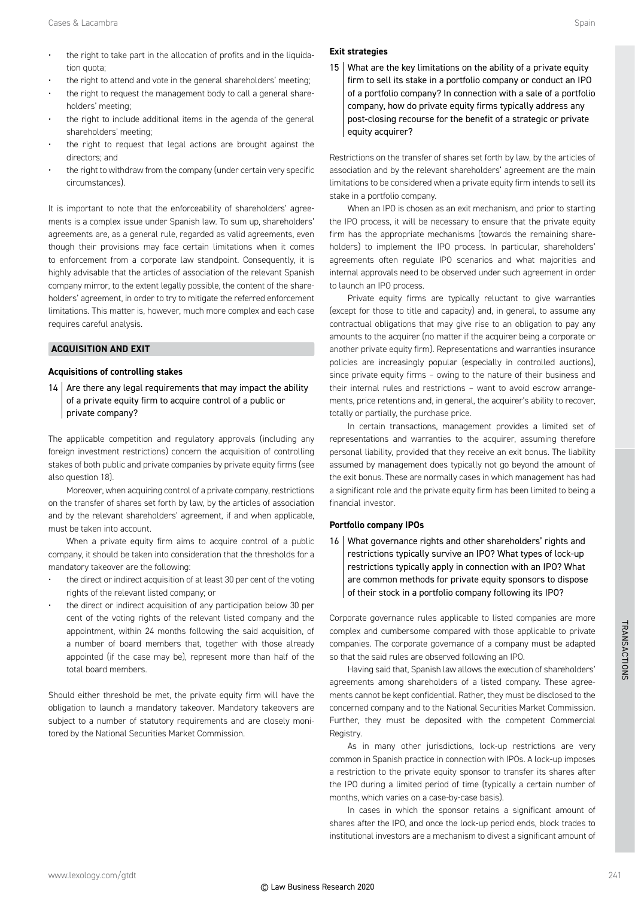- the right to take part in the allocation of profits and in the liquidation quota;
- the right to attend and vote in the general shareholders' meeting;
- the right to request the management body to call a general shareholders' meeting;
- the right to include additional items in the agenda of the general shareholders' meeting;
- the right to request that legal actions are brought against the directors; and
- the right to withdraw from the company (under certain very specific circumstances).

It is important to note that the enforceability of shareholders' agreements is a complex issue under Spanish law. To sum up, shareholders' agreements are, as a general rule, regarded as valid agreements, even though their provisions may face certain limitations when it comes to enforcement from a corporate law standpoint. Consequently, it is highly advisable that the articles of association of the relevant Spanish company mirror, to the extent legally possible, the content of the shareholders' agreement, in order to try to mitigate the referred enforcement limitations. This matter is, however, much more complex and each case requires careful analysis.

## ACQUISITION AND EXIT

### Acquisitions of controlling stakes

**14 Are there any legal requirements that may impact the ability of a private equity firm to acquire control of a public or private company?**

The applicable competition and regulatory approvals (including any foreign investment restrictions) concern the acquisition of controlling stakes of both public and private companies by private equity firms (see also question 18).

Moreover, when acquiring control of a private company, restrictions on the transfer of shares set forth by law, by the articles of association and by the relevant shareholders' agreement, if and when applicable, must be taken into account.

When a private equity firm aims to acquire control of a public company, it should be taken into consideration that the thresholds for a mandatory takeover are the following:

- the direct or indirect acquisition of at least 30 per cent of the voting rights of the relevant listed company; or
- the direct or indirect acquisition of any participation below 30 per cent of the voting rights of the relevant listed company and the appointment, within 24 months following the said acquisition, of a number of board members that, together with those already appointed (if the case may be), represent more than half of the total board members.

Should either threshold be met, the private equity firm will have the obligation to launch a mandatory takeover. Mandatory takeovers are subject to a number of statutory requirements and are closely monitored by the National Securities Market Commission.

### Exit strategies

**15 What are the key limitations on the ability of a private equity firm to sell its stake in a portfolio company or conduct an IPO of a portfolio company? In connection with a sale of a portfolio company, how do private equity firms typically address any post-closing recourse for the benefit of a strategic or private equity acquirer?**

Restrictions on the transfer of shares set forth by law, by the articles of association and by the relevant shareholders' agreement are the main limitations to be considered when a private equity firm intends to sell its stake in a portfolio company.

When an IPO is chosen as an exit mechanism, and prior to starting the IPO process, it will be necessary to ensure that the private equity firm has the appropriate mechanisms (towards the remaining shareholders) to implement the IPO process. In particular, shareholders' agreements often regulate IPO scenarios and what majorities and internal approvals need to be observed under such agreement in order to launch an IPO process.

Private equity firms are typically reluctant to give warranties (except for those to title and capacity) and, in general, to assume any contractual obligations that may give rise to an obligation to pay any amounts to the acquirer (no matter if the acquirer being a corporate or another private equity firm). Representations and warranties insurance policies are increasingly popular (especially in controlled auctions), since private equity firms – owing to the nature of their business and their internal rules and restrictions – want to avoid escrow arrangements, price retentions and, in general, the acquirer's ability to recover, totally or partially, the purchase price.

In certain transactions, management provides a limited set of representations and warranties to the acquirer, assuming therefore personal liability, provided that they receive an exit bonus. The liability assumed by management does typically not go beyond the amount of the exit bonus. These are normally cases in which management has had a significant role and the private equity firm has been limited to being a financial investor.

### Portfolio company IPOs

**16 What governance rights and other shareholders' rights and restrictions typically survive an IPO? What types of lock-up restrictions typically apply in connection with an IPO? What are common methods for private equity sponsors to dispose of their stock in a portfolio company following its IPO?**

Corporate governance rules applicable to listed companies are more complex and cumbersome compared with those applicable to private companies. The corporate governance of a company must be adapted so that the said rules are observed following an IPO.

Having said that, Spanish law allows the execution of shareholders' agreements among shareholders of a listed company. These agreements cannot be kept confidential. Rather, they must be disclosed to the concerned company and to the National Securities Market Commission. Further, they must be deposited with the competent Commercial Registry.

As in many other jurisdictions, lock-up restrictions are very common in Spanish practice in connection with IPOs. A lock-up imposes a restriction to the private equity sponsor to transfer its shares after the IPO during a limited period of time (typically a certain number of months, which varies on a case-by-case basis).

In cases in which the sponsor retains a significant amount of shares after the IPO, and once the lock-up period ends, block trades to institutional investors are a mechanism to divest a significant amount of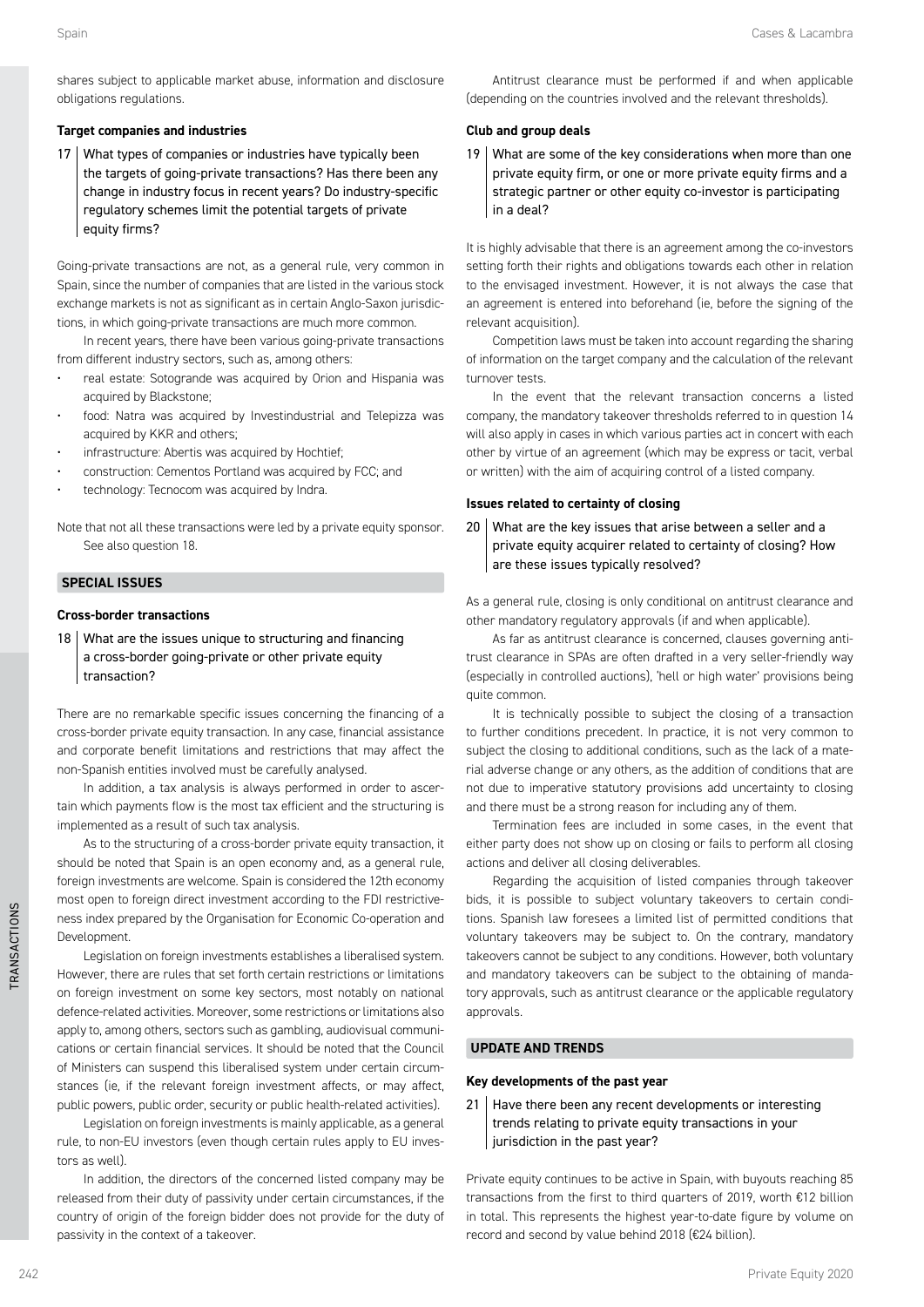shares subject to applicable market abuse, information and disclosure obligations regulations.

### Target companies and industries

**17 What types of companies or industries have typically been the targets of going-private transactions? Has there been any change in industry focus in recent years? Do industry-specific regulatory schemes limit the potential targets of private equity firms?**

Going-private transactions are not, as a general rule, very common in Spain, since the number of companies that are listed in the various stock exchange markets is not as significant as in certain Anglo-Saxon jurisdictions, in which going-private transactions are much more common.

In recent years, there have been various going-private transactions from different industry sectors, such as, among others:

- real estate: Sotogrande was acquired by Orion and Hispania was acquired by Blackstone;
- food: Natra was acquired by Investindustrial and Telepizza was acquired by KKR and others;
- infrastructure: Abertis was acquired by Hochtief;
- construction: Cementos Portland was acquired by FCC; and
- technology: Tecnocom was acquired by Indra.

Note that not all these transactions were led by a private equity sponsor. See also question 18.

## SPECIAL ISSUES

### Cross-border transactions

**18 What are the issues unique to structuring and financing a cross-border going-private or other private equity transaction?**

There are no remarkable specific issues concerning the financing of a cross-border private equity transaction. In any case, financial assistance and corporate benefit limitations and restrictions that may affect the non-Spanish entities involved must be carefully analysed.

In addition, a tax analysis is always performed in order to ascertain which payments flow is the most tax efficient and the structuring is implemented as a result of such tax analysis.

As to the structuring of a cross-border private equity transaction, it should be noted that Spain is an open economy and, as a general rule, foreign investments are welcome. Spain is considered the 12th economy most open to foreign direct investment according to the FDI restrictiveness index prepared by the Organisation for Economic Co-operation and Development.

Legislation on foreign investments establishes a liberalised system. However, there are rules that set forth certain restrictions or limitations on foreign investment on some key sectors, most notably on national defence-related activities. Moreover, some restrictions or limitations also apply to, among others, sectors such as gambling, audiovisual communications or certain financial services. It should be noted that the Council of Ministers can suspend this liberalised system under certain circumstances (ie, if the relevant foreign investment affects, or may affect, public powers, public order, security or public health-related activities).

Legislation on foreign investments is mainly applicable, as a general rule, to non-EU investors (even though certain rules apply to EU investors as well).

In addition, the directors of the concerned listed company may be released from their duty of passivity under certain circumstances, if the country of origin of the foreign bidder does not provide for the duty of passivity in the context of a takeover.

Antitrust clearance must be performed if and when applicable (depending on the countries involved and the relevant thresholds).

### Club and group deals

**19 What are some of the key considerations when more than one private equity firm, or one or more private equity firms and a strategic partner or other equity co-investor is participating in a deal?**

It is highly advisable that there is an agreement among the co-investors setting forth their rights and obligations towards each other in relation to the envisaged investment. However, it is not always the case that an agreement is entered into beforehand (ie, before the signing of the relevant acquisition).

Competition laws must be taken into account regarding the sharing of information on the target company and the calculation of the relevant turnover tests.

In the event that the relevant transaction concerns a listed company, the mandatory takeover thresholds referred to in question 14 will also apply in cases in which various parties act in concert with each other by virtue of an agreement (which may be express or tacit, verbal or written) with the aim of acquiring control of a listed company.

### Issues related to certainty of closing

**20 What are the key issues that arise between a seller and a private equity acquirer related to certainty of closing? How are these issues typically resolved?**

As a general rule, closing is only conditional on antitrust clearance and other mandatory regulatory approvals (if and when applicable).

As far as antitrust clearance is concerned, clauses governing antitrust clearance in SPAs are often drafted in a very seller-friendly way (especially in controlled auctions), 'hell or high water' provisions being quite common.

It is technically possible to subject the closing of a transaction to further conditions precedent. In practice, it is not very common to subject the closing to additional conditions, such as the lack of a material adverse change or any others, as the addition of conditions that are not due to imperative statutory provisions add uncertainty to closing and there must be a strong reason for including any of them.

Termination fees are included in some cases, in the event that either party does not show up on closing or fails to perform all closing actions and deliver all closing deliverables.

Regarding the acquisition of listed companies through takeover bids, it is possible to subject voluntary takeovers to certain conditions. Spanish law foresees a limited list of permitted conditions that voluntary takeovers may be subject to. On the contrary, mandatory takeovers cannot be subject to any conditions. However, both voluntary and mandatory takeovers can be subject to the obtaining of mandatory approvals, such as antitrust clearance or the applicable regulatory approvals.

## UPDATE AND TRENDS

### Key developments of the past year

**21 Have there been any recent developments or interesting trends relating to private equity transactions in your jurisdiction in the past year?**

Private equity continues to be active in Spain, with buyouts reaching 85 transactions from the first to third quarters of 2019, worth €12 billion in total. This represents the highest year-to-date figure by volume on record and second by value behind 2018 (€24 billion).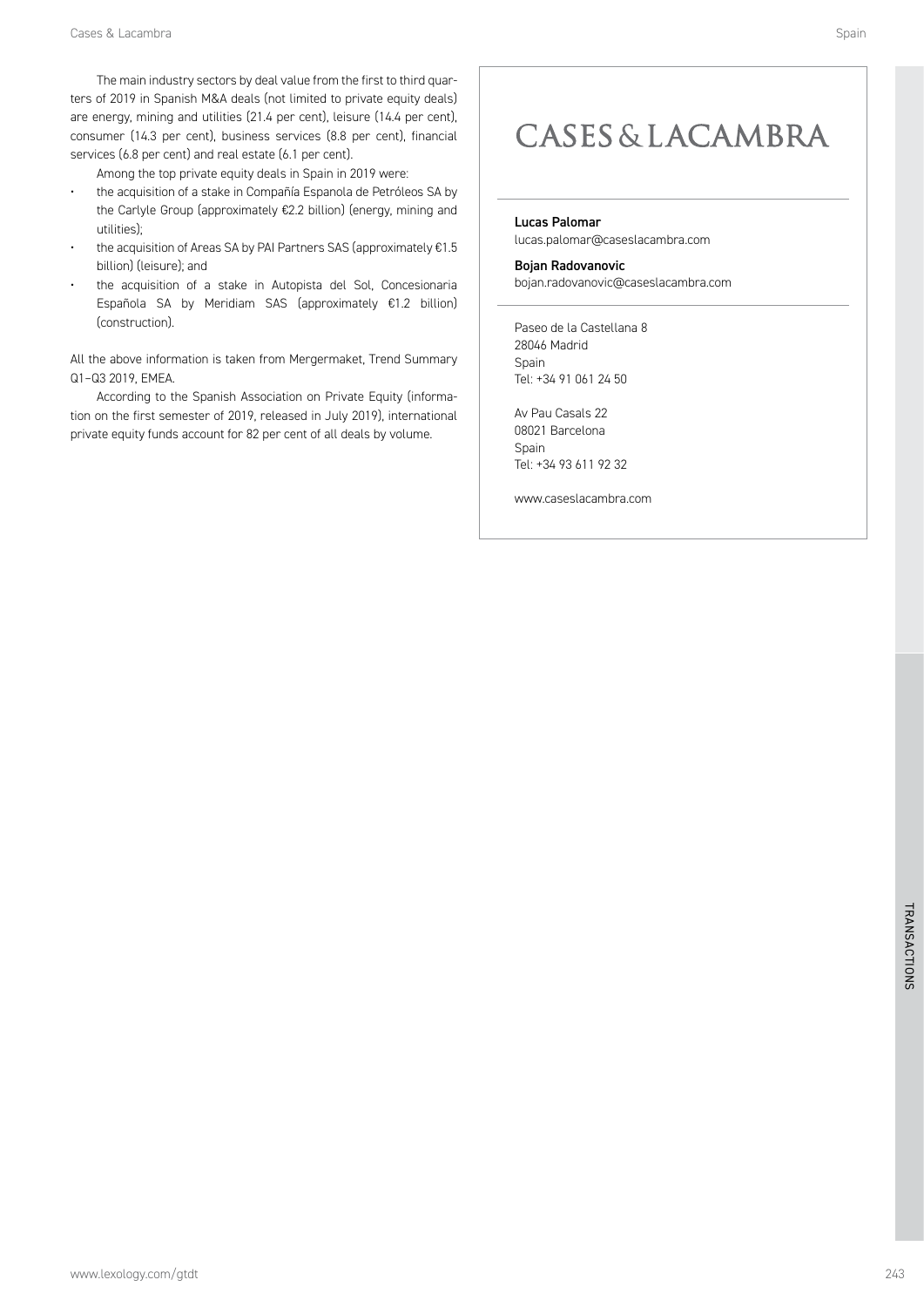The main industry sectors by deal value from the first to third quarters of 2019 in Spanish M&A deals (not limited to private equity deals) are energy, mining and utilities (21.4 per cent), leisure (14.4 per cent), consumer (14.3 per cent), business services (8.8 per cent), financial services (6.8 per cent) and real estate (6.1 per cent).

Among the top private equity deals in Spain in 2019 were:

- the acquisition of a stake in Compañía Espanola de Petróleos SA by the Carlyle Group (approximately €2.2 billion) (energy, mining and utilities);
- the acquisition of Areas SA by PAI Partners SAS (approximately €1.5 billion) (leisure); and
- the acquisition of a stake in Autopista del Sol, Concesionaria Española SA by Meridiam SAS (approximately €1.2 billion) (construction).

All the above information is taken from Mergermaket, Trend Summary Q1–Q3 2019, EMEA.

According to the Spanish Association on Private Equity (information on the first semester of 2019, released in July 2019), international private equity funds account for 82 per cent of all deals by volume.

CASES & LACAMBRA

**Lucas Palomar**
lucas.palomar@caseslacambra.com

**Bojan Radovanovic**
bojan.radovanovic@caseslacambra.com

Paseo de la Castellana 8
28046 Madrid
Spain
Tel: +34 91 061 24 50

Av Pau Casals 22
08021 Barcelona
Spain
Tel: +34 93 611 92 32

www.caseslacambra.com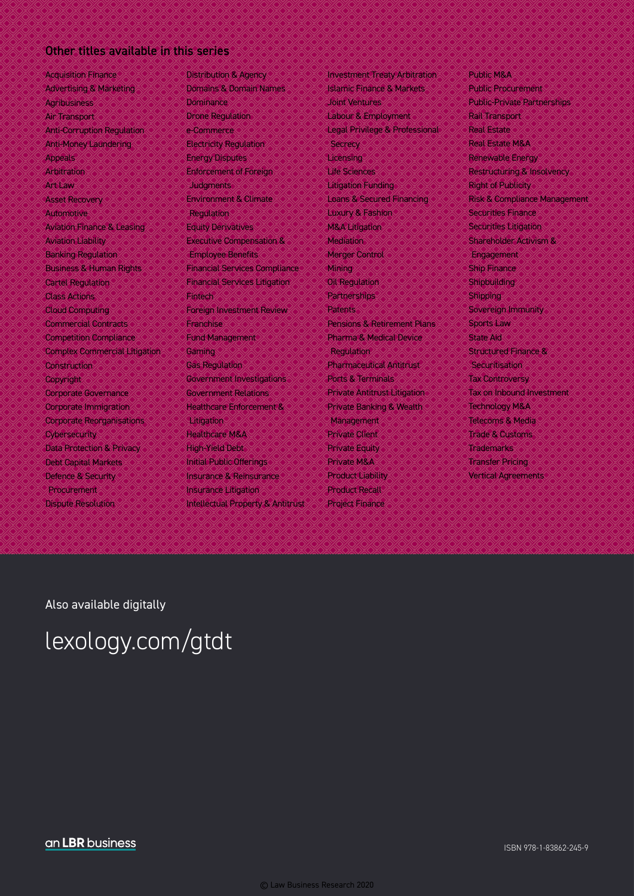## Other titles available in this series

- Acquisition Finance
- Advertising & Marketing
- Agribusiness
- Air Transport
- Anti-Corruption Regulation
- Anti-Money Laundering
- Appeals
- Arbitration
- Art Law
- Asset Recovery
- Automotive
- Aviation Finance & Leasing
- Aviation Liability
- Banking Regulation
- Business & Human Rights
- Cartel Regulation
- Class Actions
- Cloud Computing
- Commercial Contracts
- Competition Compliance
- Complex Commercial Litigation
- Construction
- Copyright
- Corporate Governance
- Corporate Immigration
- Corporate Reorganisations
- Cybersecurity
- Data Protection & Privacy
- Debt Capital Markets
- Defence & Security Procurement
- Dispute Resolution
- Distribution & Agency
- Domains & Domain Names
- Dominance
- Drone Regulation
- e-Commerce
- Electricity Regulation
- Energy Disputes
- Enforcement of Foreign Judgments
- Environment & Climate Regulation
- Equity Derivatives
- Executive Compensation & Employee Benefits
- Financial Services Compliance
- Financial Services Litigation
- Fintech
- Foreign Investment Review
- Franchise
- Fund Management
- Gaming
- Gas Regulation
- Government Investigations
- Government Relations
- Healthcare Enforcement & Litigation
- Healthcare M&A
- High-Yield Debt
- Initial Public Offerings
- Insurance & Reinsurance
- Insurance Litigation
- Intellectual Property & Antitrust
- Investment Treaty Arbitration
- Islamic Finance & Markets
- Joint Ventures
- Labour & Employment
- Legal Privilege & Professional Secrecy
- Licensing
- Life Sciences
- Litigation Funding
- Loans & Secured Financing
- Luxury & Fashion
- M&A Litigation
- Mediation
- Merger Control
- Mining
- Oil Regulation
- Partnerships
- Patents
- Pensions & Retirement Plans
- Pharma & Medical Device Regulation
- Pharmaceutical Antitrust
- Ports & Terminals
- Private Antitrust Litigation
- Private Banking & Wealth Management
- Private Client
- Private Equity
- Private M&A
- Product Liability
- Product Recall
- Project Finance
- Public M&A
- Public Procurement
- Public-Private Partnerships
- Rail Transport
- Real Estate
- Real Estate M&A
- Renewable Energy
- Restructuring & Insolvency
- Right of Publicity
- Risk & Compliance Management
- Securities Finance
- Securities Litigation
- Shareholder Activism & Engagement
- Ship Finance
- Shipbuilding
- Shipping
- Sovereign Immunity
- Sports Law
- State Aid
- Structured Finance & Securitisation
- Tax Controversy
- Tax on Inbound Investment
- Technology M&A
- Telecoms & Media
- Trade & Customs
- Trademarks
- Transfer Pricing
- Vertical Agreements

Also available digitally

lexology.com/gtdt

an **LBR** business

ISBN 978-1-83862-245-9

© Law Business Research 2020